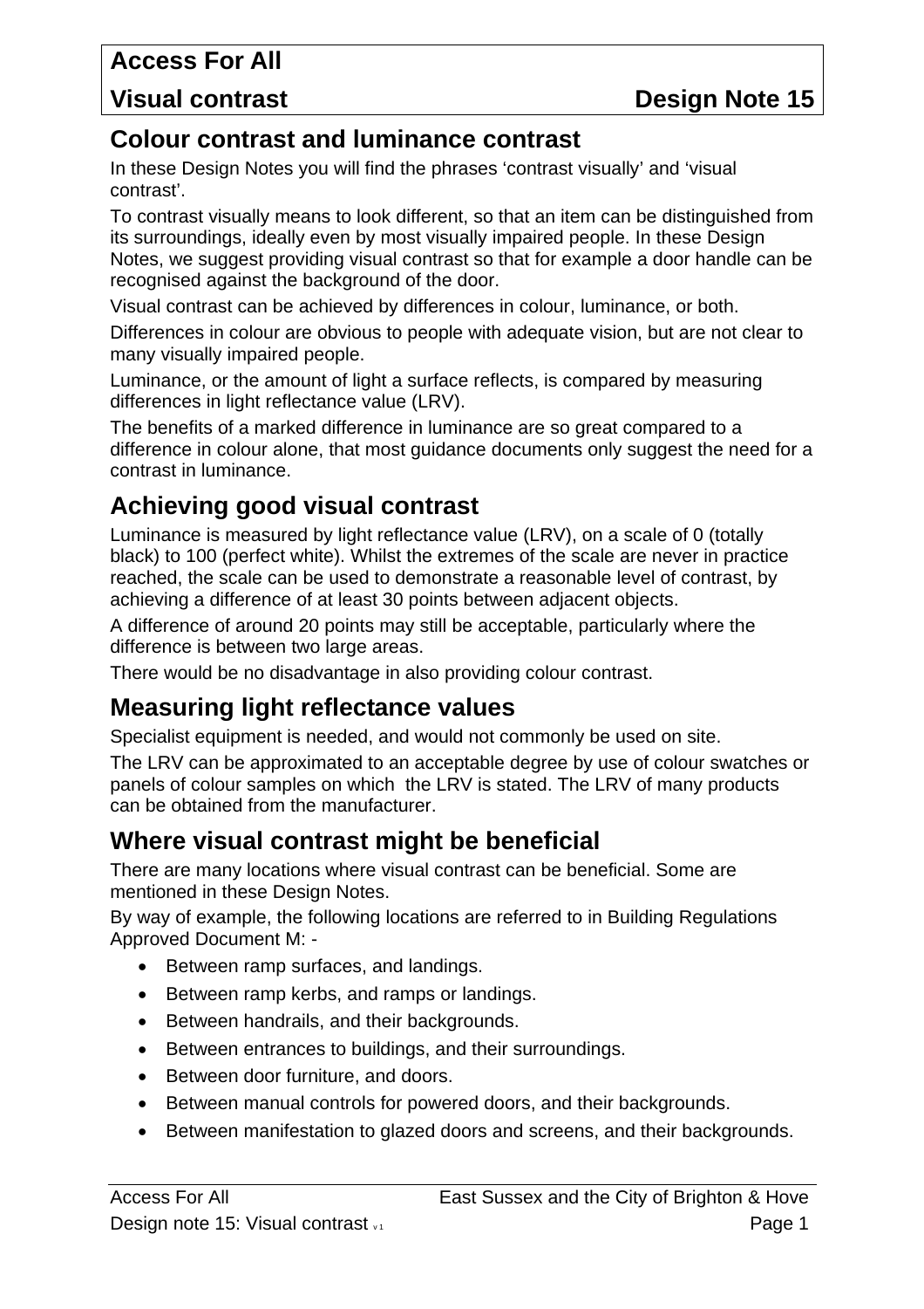# Access For All

# Visual contrast Design Note 15

## Colour contrast and luminance contrast

In these Design Notes you will find the phrases 'contrast visually' and 'visual contrast'.

To contrast visually means to look different, so that an item can be distinguished from its surroundings, ideally even by most visually impaired people. In these Design Notes, we suggest providing visual contrast so that for example a door handle can be recognised against the background of the door.

Visual contrast can be achieved by differences in colour, luminance, or both.

Differences in colour are obvious to people with adequate vision, but are not clear to many visually impaired people.

Luminance, or the amount of light a surface reflects, is compared by measuring differences in light reflectance value (LRV).

The benefits of a marked difference in luminance are so great compared to a difference in colour alone, that most guidance documents only suggest the need for a contrast in luminance.

## Achieving good visual contrast

Luminance is measured by light reflectance value (LRV), on a scale of 0 (totally black) to 100 (perfect white). Whilst the extremes of the scale are never in practice reached, the scale can be used to demonstrate a reasonable level of contrast, by achieving a difference of at least 30 points between adjacent objects.

A difference of around 20 points may still be acceptable, particularly where the difference is between two large areas.

There would be no disadvantage in also providing colour contrast.

## Measuring light reflectance values

Specialist equipment is needed, and would not commonly be used on site.

The LRV can be approximated to an acceptable degree by use of colour swatches or panels of colour samples on which the LRV is stated. The LRV of many products can be obtained from the manufacturer.

## Where visual contrast might be beneficial

There are many locations where visual contrast can be beneficial. Some are mentioned in these Design Notes.

By way of example, the following locations are referred to in Building Regulations Approved Document M: -

- Between ramp surfaces, and landings.
- Between ramp kerbs, and ramps or landings.
- Between handrails, and their backgrounds.
- Between entrances to buildings, and their surroundings.
- Between door furniture, and doors.
- Between manual controls for powered doors, and their backgrounds.
- Between manifestation to glazed doors and screens, and their backgrounds.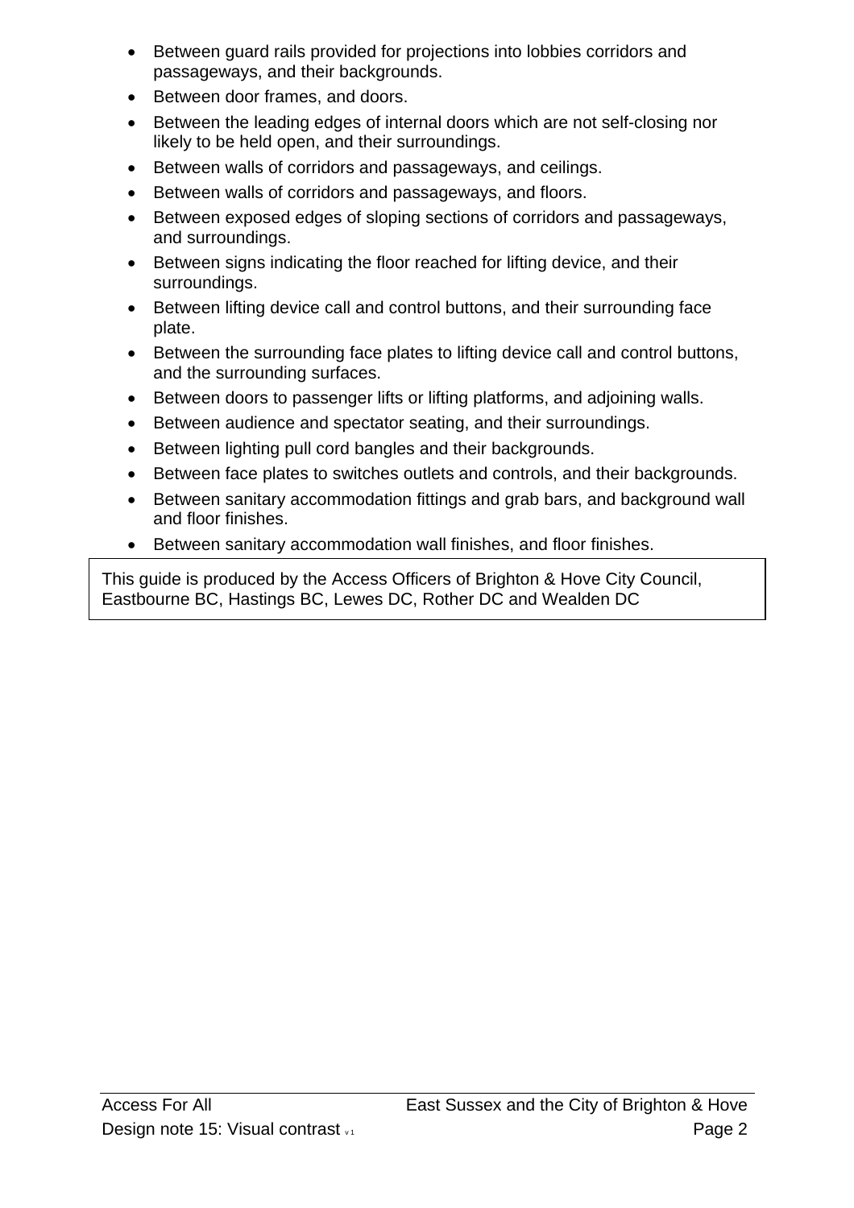- Between guard rails provided for projections into lobbies corridors and passageways, and their backgrounds.
- Between door frames, and doors.
- Between the leading edges of internal doors which are not self-closing nor likely to be held open, and their surroundings.
- Between walls of corridors and passageways, and ceilings.
- Between walls of corridors and passageways, and floors.
- Between exposed edges of sloping sections of corridors and passageways, and surroundings.
- Between signs indicating the floor reached for lifting device, and their surroundings.
- Between lifting device call and control buttons, and their surrounding face plate.
- Between the surrounding face plates to lifting device call and control buttons, and the surrounding surfaces.
- Between doors to passenger lifts or lifting platforms, and adjoining walls.
- Between audience and spectator seating, and their surroundings.
- Between lighting pull cord bangles and their backgrounds.
- Between face plates to switches outlets and controls, and their backgrounds.
- Between sanitary accommodation fittings and grab bars, and background wall and floor finishes.
- Between sanitary accommodation wall finishes, and floor finishes.

This guide is produced by the Access Officers of Brighton & Hove City Council, Eastbourne BC, Hastings BC, Lewes DC, Rother DC and Wealden DC